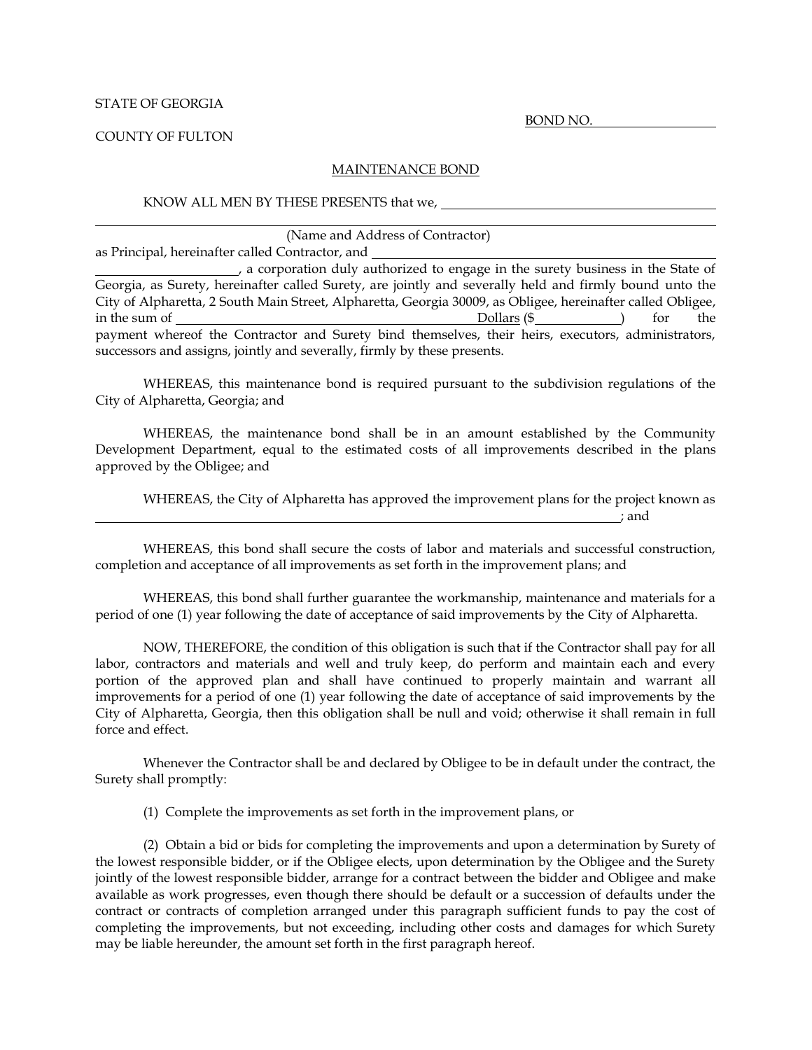STATE OF GEORGIA

BOND NO. ____________________

COUNTY OF FULTON

## MAINTENANCE BOND

KNOW ALL MEN BY THESE PRESENTS that we, ____________________________________________

________________________________________________________________________________

(Name and Address of Contractor)

as Principal, hereinafter called Contractor, and ____________________________________________

______________________, a corporation duly authorized to engage in the surety business in the State of Georgia, as Surety, hereinafter called Surety, are jointly and severally held and firmly bound unto the City of Alpharetta, 2 South Main Street, Alpharetta, Georgia 30009, as Obligee, hereinafter called Obligee, in the sum of ____________________________________________ Dollars ($____________) for the payment whereof the Contractor and Surety bind themselves, their heirs, executors, administrators, successors and assigns, jointly and severally, firmly by these presents.

WHEREAS, this maintenance bond is required pursuant to the subdivision regulations of the City of Alpharetta, Georgia; and

WHEREAS, the maintenance bond shall be in an amount established by the Community Development Department, equal to the estimated costs of all improvements described in the plans approved by the Obligee; and

WHEREAS, the City of Alpharetta has approved the improvement plans for the project known as ________________________________________________________________________________; and

WHEREAS, this bond shall secure the costs of labor and materials and successful construction, completion and acceptance of all improvements as set forth in the improvement plans; and

WHEREAS, this bond shall further guarantee the workmanship, maintenance and materials for a period of one (1) year following the date of acceptance of said improvements by the City of Alpharetta.

NOW, THEREFORE, the condition of this obligation is such that if the Contractor shall pay for all labor, contractors and materials and well and truly keep, do perform and maintain each and every portion of the approved plan and shall have continued to properly maintain and warrant all improvements for a period of one (1) year following the date of acceptance of said improvements by the City of Alpharetta, Georgia, then this obligation shall be null and void; otherwise it shall remain in full force and effect.

Whenever the Contractor shall be and declared by Obligee to be in default under the contract, the Surety shall promptly:

(1) Complete the improvements as set forth in the improvement plans, or

(2) Obtain a bid or bids for completing the improvements and upon a determination by Surety of the lowest responsible bidder, or if the Obligee elects, upon determination by the Obligee and the Surety jointly of the lowest responsible bidder, arrange for a contract between the bidder and Obligee and make available as work progresses, even though there should be default or a succession of defaults under the contract or contracts of completion arranged under this paragraph sufficient funds to pay the cost of completing the improvements, but not exceeding, including other costs and damages for which Surety may be liable hereunder, the amount set forth in the first paragraph hereof.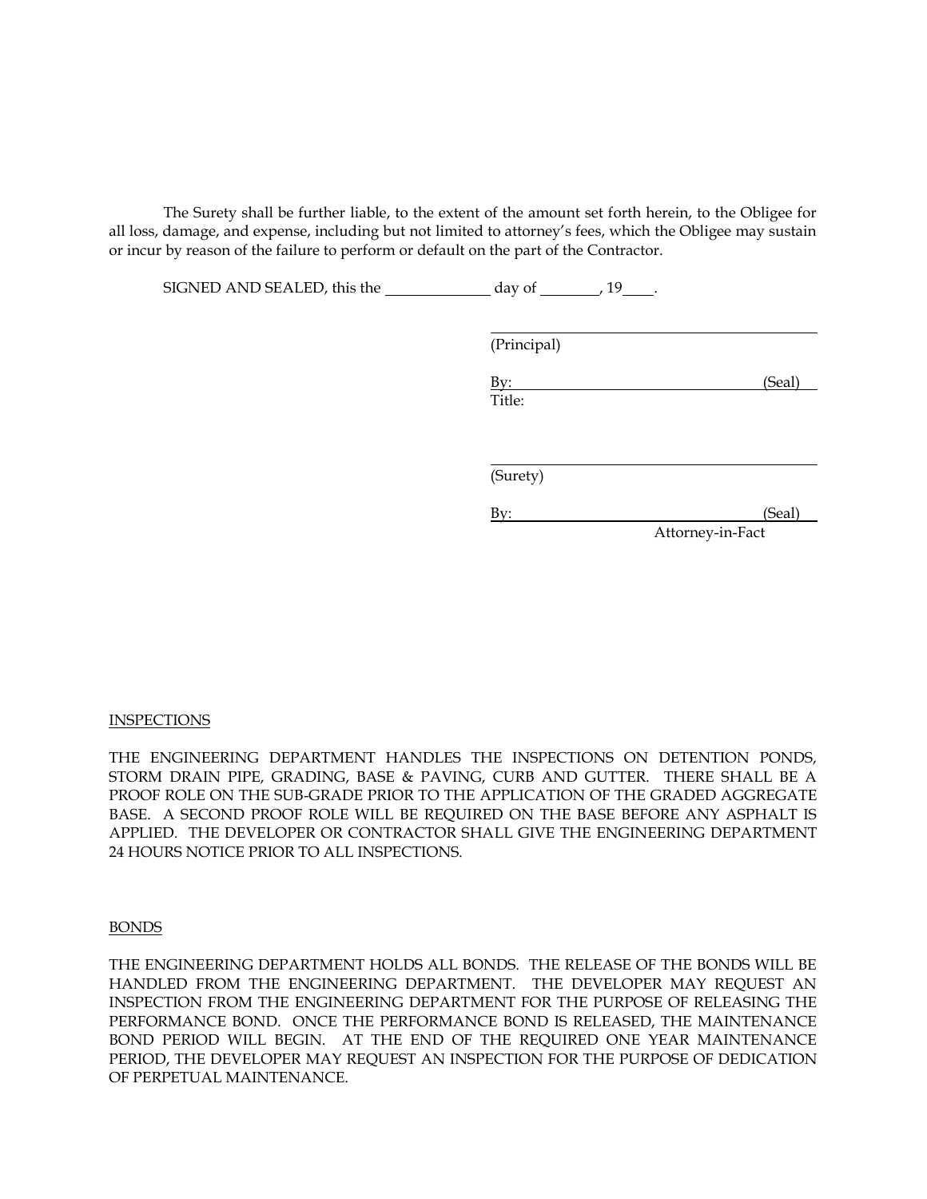The Surety shall be further liable, to the extent of the amount set forth herein, to the Obligee for all loss, damage, and expense, including but not limited to attorney's fees, which the Obligee may sustain or incur by reason of the failure to perform or default on the part of the Contractor.

SIGNED AND SEALED, this the ____________ day of ________, 19____.

\_\_\_\_\_\_\_\_\_\_\_\_\_\_\_\_\_\_\_\_\_\_\_\_\_\_\_\_\_\_\_\_\_\_\_\_\_\_
(Principal)

By: \_\_\_\_\_\_\_\_\_\_\_\_\_\_\_\_\_\_\_\_\_\_\_\_\_\_\_\_\_\_ (Seal)
Title:

\_\_\_\_\_\_\_\_\_\_\_\_\_\_\_\_\_\_\_\_\_\_\_\_\_\_\_\_\_\_\_\_\_\_\_\_\_\_
(Surety)

By: \_\_\_\_\_\_\_\_\_\_\_\_\_\_\_\_\_\_\_\_\_\_\_\_\_\_\_\_\_\_ (Seal)
Attorney-in-Fact

INSPECTIONS

THE ENGINEERING DEPARTMENT HANDLES THE INSPECTIONS ON DETENTION PONDS, STORM DRAIN PIPE, GRADING, BASE & PAVING, CURB AND GUTTER. THERE SHALL BE A PROOF ROLE ON THE SUB-GRADE PRIOR TO THE APPLICATION OF THE GRADED AGGREGATE BASE. A SECOND PROOF ROLE WILL BE REQUIRED ON THE BASE BEFORE ANY ASPHALT IS APPLIED. THE DEVELOPER OR CONTRACTOR SHALL GIVE THE ENGINEERING DEPARTMENT 24 HOURS NOTICE PRIOR TO ALL INSPECTIONS.

BONDS

THE ENGINEERING DEPARTMENT HOLDS ALL BONDS. THE RELEASE OF THE BONDS WILL BE HANDLED FROM THE ENGINEERING DEPARTMENT. THE DEVELOPER MAY REQUEST AN INSPECTION FROM THE ENGINEERING DEPARTMENT FOR THE PURPOSE OF RELEASING THE PERFORMANCE BOND. ONCE THE PERFORMANCE BOND IS RELEASED, THE MAINTENANCE BOND PERIOD WILL BEGIN. AT THE END OF THE REQUIRED ONE YEAR MAINTENANCE PERIOD, THE DEVELOPER MAY REQUEST AN INSPECTION FOR THE PURPOSE OF DEDICATION OF PERPETUAL MAINTENANCE.